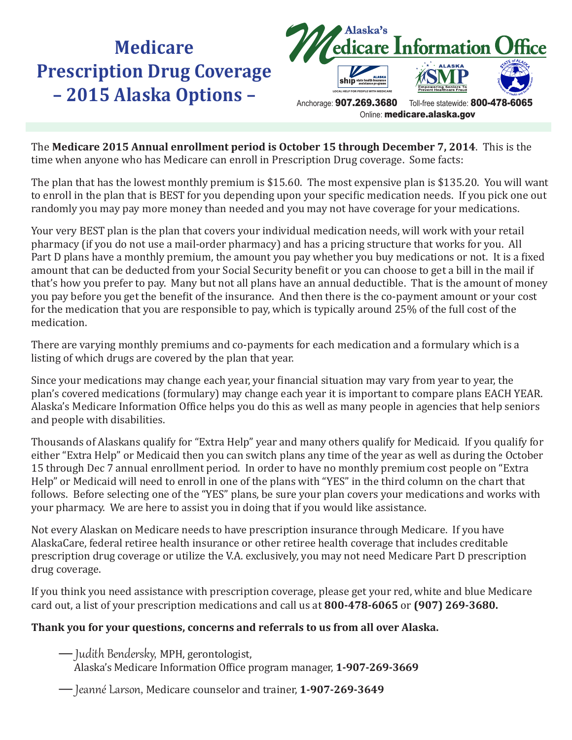# Medicare Prescription Drug Coverage – 2015 Alaska Options –

**Alaska's Medicare Information Office**

ship state health insurance assistance programs — ALASKA — LOCAL HELP FOR PEOPLE WITH MEDICARE

ALASKA SMP — Empowering Seniors To Prevent Healthcare Fraud

STATE of ALASKA — Department of Health and Social Services

Anchorage: **907.269.3680** Toll-free statewide: **800-478-6065**
Online: **medicare.alaska.gov**

The **Medicare 2015 Annual enrollment period is October 15 through December 7, 2014**. This is the time when anyone who has Medicare can enroll in Prescription Drug coverage. Some facts:

The plan that has the lowest monthly premium is $15.60. The most expensive plan is $135.20. You will want to enroll in the plan that is BEST for you depending upon your specific medication needs. If you pick one out randomly you may pay more money than needed and you may not have coverage for your medications.

Your very BEST plan is the plan that covers your individual medication needs, will work with your retail pharmacy (if you do not use a mail-order pharmacy) and has a pricing structure that works for you. All Part D plans have a monthly premium, the amount you pay whether you buy medications or not. It is a fixed amount that can be deducted from your Social Security benefit or you can choose to get a bill in the mail if that's how you prefer to pay. Many but not all plans have an annual deductible. That is the amount of money you pay before you get the benefit of the insurance. And then there is the co-payment amount or your cost for the medication that you are responsible to pay, which is typically around 25% of the full cost of the medication.

There are varying monthly premiums and co-payments for each medication and a formulary which is a listing of which drugs are covered by the plan that year.

Since your medications may change each year, your financial situation may vary from year to year, the plan's covered medications (formulary) may change each year it is important to compare plans EACH YEAR. Alaska's Medicare Information Office helps you do this as well as many people in agencies that help seniors and people with disabilities.

Thousands of Alaskans qualify for "Extra Help" year and many others qualify for Medicaid. If you qualify for either "Extra Help" or Medicaid then you can switch plans any time of the year as well as during the October 15 through Dec 7 annual enrollment period. In order to have no monthly premium cost people on "Extra Help" or Medicaid will need to enroll in one of the plans with "YES" in the third column on the chart that follows. Before selecting one of the "YES" plans, be sure your plan covers your medications and works with your pharmacy. We are here to assist you in doing that if you would like assistance.

Not every Alaskan on Medicare needs to have prescription insurance through Medicare. If you have AlaskaCare, federal retiree health insurance or other retiree health coverage that includes creditable prescription drug coverage or utilize the V.A. exclusively, you may not need Medicare Part D prescription drug coverage.

If you think you need assistance with prescription coverage, please get your red, white and blue Medicare card out, a list of your prescription medications and call us at **800-478-6065** or **(907) 269-3680.**

**Thank you for your questions, concerns and referrals to us from all over Alaska.**

— *Judith Bendersky*, MPH, gerontologist,
Alaska's Medicare Information Office program manager, **1-907-269-3669**

— *Jeanné Larson*, Medicare counselor and trainer, **1-907-269-3649**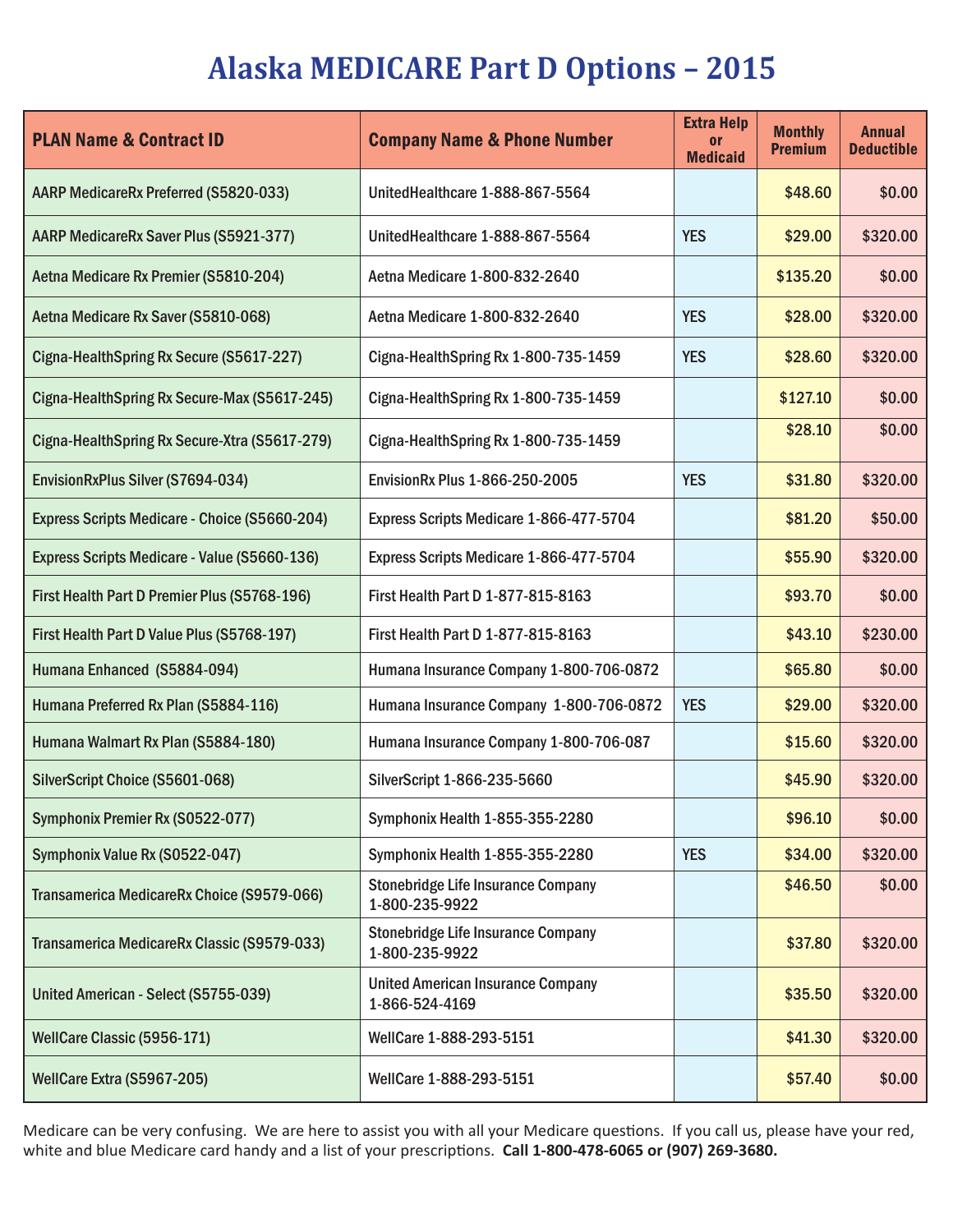# Alaska MEDICARE Part D Options – 2015

| PLAN Name & Contract ID | Company Name & Phone Number | Extra Help or Medicaid | Monthly Premium | Annual Deductible |
|---|---|---|---|---|
| AARP MedicareRx Preferred (S5820-033) | UnitedHealthcare 1-888-867-5564 | | $48.60 | $0.00 |
| AARP MedicareRx Saver Plus (S5921-377) | UnitedHealthcare 1-888-867-5564 | YES | $29.00 | $320.00 |
| Aetna Medicare Rx Premier (S5810-204) | Aetna Medicare 1-800-832-2640 | | $135.20 | $0.00 |
| Aetna Medicare Rx Saver (S5810-068) | Aetna Medicare 1-800-832-2640 | YES | $28.00 | $320.00 |
| Cigna-HealthSpring Rx Secure (S5617-227) | Cigna-HealthSpring Rx 1-800-735-1459 | YES | $28.60 | $320.00 |
| Cigna-HealthSpring Rx Secure-Max (S5617-245) | Cigna-HealthSpring Rx 1-800-735-1459 | | $127.10 | $0.00 |
| Cigna-HealthSpring Rx Secure-Xtra (S5617-279) | Cigna-HealthSpring Rx 1-800-735-1459 | | $28.10 | $0.00 |
| EnvisionRxPlus Silver (S7694-034) | EnvisionRx Plus 1-866-250-2005 | YES | $31.80 | $320.00 |
| Express Scripts Medicare - Choice (S5660-204) | Express Scripts Medicare 1-866-477-5704 | | $81.20 | $50.00 |
| Express Scripts Medicare - Value (S5660-136) | Express Scripts Medicare 1-866-477-5704 | | $55.90 | $320.00 |
| First Health Part D Premier Plus (S5768-196) | First Health Part D 1-877-815-8163 | | $93.70 | $0.00 |
| First Health Part D Value Plus (S5768-197) | First Health Part D 1-877-815-8163 | | $43.10 | $230.00 |
| Humana Enhanced (S5884-094) | Humana Insurance Company 1-800-706-0872 | | $65.80 | $0.00 |
| Humana Preferred Rx Plan (S5884-116) | Humana Insurance Company 1-800-706-0872 | YES | $29.00 | $320.00 |
| Humana Walmart Rx Plan (S5884-180) | Humana Insurance Company 1-800-706-087 | | $15.60 | $320.00 |
| SilverScript Choice (S5601-068) | SilverScript 1-866-235-5660 | | $45.90 | $320.00 |
| Symphonix Premier Rx (S0522-077) | Symphonix Health 1-855-355-2280 | | $96.10 | $0.00 |
| Symphonix Value Rx (S0522-047) | Symphonix Health 1-855-355-2280 | YES | $34.00 | $320.00 |
| Transamerica MedicareRx Choice (S9579-066) | Stonebridge Life Insurance Company 1-800-235-9922 | | $46.50 | $0.00 |
| Transamerica MedicareRx Classic (S9579-033) | Stonebridge Life Insurance Company 1-800-235-9922 | | $37.80 | $320.00 |
| United American - Select (S5755-039) | United American Insurance Company 1-866-524-4169 | | $35.50 | $320.00 |
| WellCare Classic (5956-171) | WellCare 1-888-293-5151 | | $41.30 | $320.00 |
| WellCare Extra (S5967-205) | WellCare 1-888-293-5151 | | $57.40 | $0.00 |

Medicare can be very confusing. We are here to assist you with all your Medicare questions. If you call us, please have your red, white and blue Medicare card handy and a list of your prescriptions. **Call 1-800-478-6065 or (907) 269-3680.**